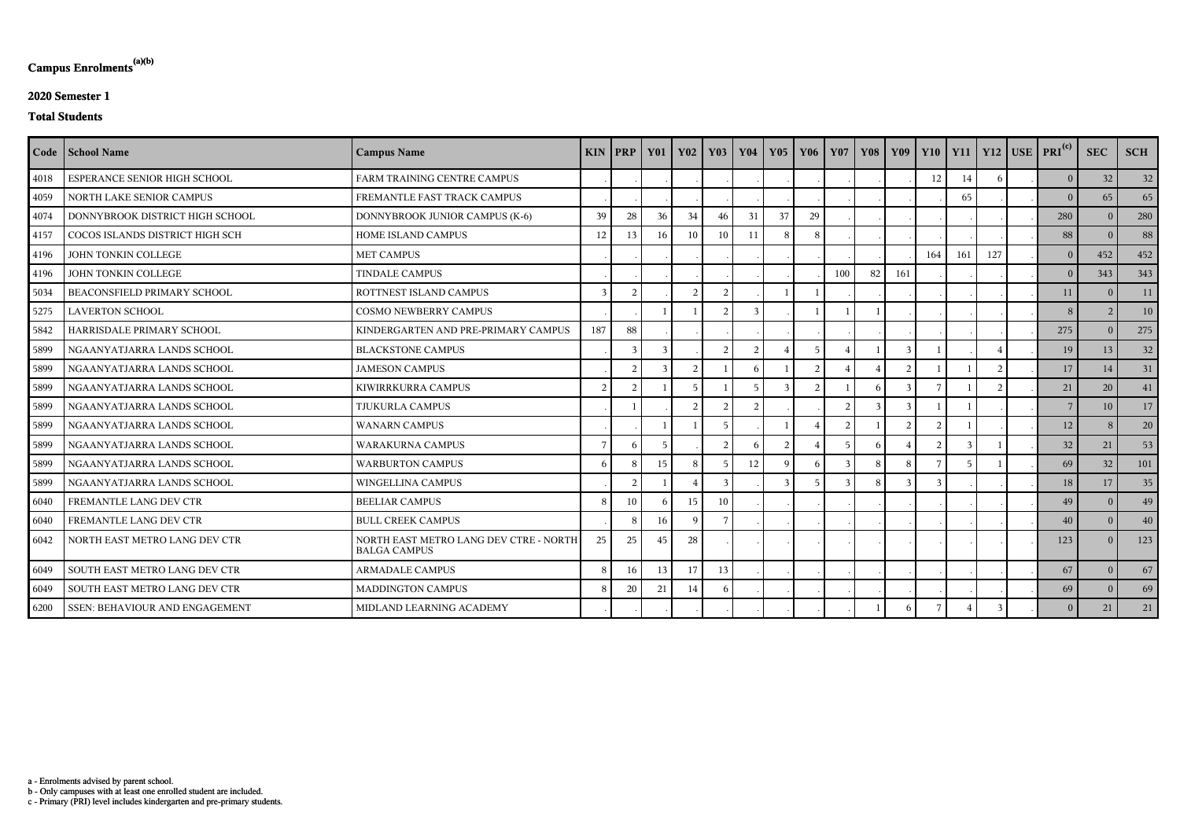**Campus Enrolments[(a)(b)]**

**2020 Semester 1**

**Total Students**

| Code | School Name | Campus Name | KIN | PRP | Y01 | Y02 | Y03 | Y04 | Y05 | Y06 | Y07 | Y08 | Y09 | Y10 | Y11 | Y12 | USE | PRI[(c)] | SEC | SCH |
|---|---|---|---|---|---|---|---|---|---|---|---|---|---|---|---|---|---|---|---|---|
| 4018 | ESPERANCE SENIOR HIGH SCHOOL | FARM TRAINING CENTRE CAMPUS | . | . | . | . | . | . | . | . | . | . | . | 12 | 14 | 6 | . | 0 | 32 | 32 |
| 4059 | NORTH LAKE SENIOR CAMPUS | FREMANTLE FAST TRACK CAMPUS | . | . | . | . | . | . | . | . | . | . | . | . | 65 | . | . | 0 | 65 | 65 |
| 4074 | DONNYBROOK DISTRICT HIGH SCHOOL | DONNYBROOK JUNIOR CAMPUS (K-6) | 39 | 28 | 36 | 34 | 46 | 31 | 37 | 29 | . | . | . | . | . | . | . | 280 | 0 | 280 |
| 4157 | COCOS ISLANDS DISTRICT HIGH SCH | HOME ISLAND CAMPUS | 12 | 13 | 16 | 10 | 10 | 11 | 8 | 8 | . | . | . | . | . | . | . | 88 | 0 | 88 |
| 4196 | JOHN TONKIN COLLEGE | MET CAMPUS | . | . | . | . | . | . | . | . | . | . | . | 164 | 161 | 127 | . | 0 | 452 | 452 |
| 4196 | JOHN TONKIN COLLEGE | TINDALE CAMPUS | . | . | . | . | . | . | . | . | 100 | 82 | 161 | . | . | . | . | 0 | 343 | 343 |
| 5034 | BEACONSFIELD PRIMARY SCHOOL | ROTTNEST ISLAND CAMPUS | 3 | 2 | . | 2 | 2 | . | 1 | 1 | . | . | . | . | . | . | . | 11 | 0 | 11 |
| 5275 | LAVERTON SCHOOL | COSMO NEWBERRY CAMPUS | . | . | 1 | 1 | 2 | 3 | . | 1 | 1 | 1 | . | . | . | . | . | 8 | 2 | 10 |
| 5842 | HARRISDALE PRIMARY SCHOOL | KINDERGARTEN AND PRE-PRIMARY CAMPUS | 187 | 88 | . | . | . | . | . | . | . | . | . | . | . | . | . | 275 | 0 | 275 |
| 5899 | NGAANYATJARRA LANDS SCHOOL | BLACKSTONE CAMPUS | . | 3 | 3 | . | 2 | 2 | 4 | 5 | 4 | 1 | 3 | 1 | . | 4 | . | 19 | 13 | 32 |
| 5899 | NGAANYATJARRA LANDS SCHOOL | JAMESON CAMPUS | . | 2 | 3 | 2 | 1 | 6 | 1 | 2 | 4 | 4 | 2 | 1 | 1 | 2 | . | 17 | 14 | 31 |
| 5899 | NGAANYATJARRA LANDS SCHOOL | KIWIRRKURRA CAMPUS | 2 | 2 | 1 | 5 | 1 | 5 | 3 | 2 | 1 | 6 | 3 | 7 | 1 | 2 | . | 21 | 20 | 41 |
| 5899 | NGAANYATJARRA LANDS SCHOOL | TJUKURLA CAMPUS | . | 1 | . | 2 | 2 | 2 | . | . | 2 | 3 | 3 | 1 | 1 | . | . | 7 | 10 | 17 |
| 5899 | NGAANYATJARRA LANDS SCHOOL | WANARN CAMPUS | . | . | 1 | 1 | 5 | . | 1 | 4 | 2 | 1 | 2 | 2 | 1 | . | . | 12 | 8 | 20 |
| 5899 | NGAANYATJARRA LANDS SCHOOL | WARAKURNA CAMPUS | 7 | 6 | 5 | . | 2 | 6 | 2 | 4 | 5 | 6 | 4 | 2 | 3 | 1 | . | 32 | 21 | 53 |
| 5899 | NGAANYATJARRA LANDS SCHOOL | WARBURTON CAMPUS | 6 | 8 | 15 | 8 | 5 | 12 | 9 | 6 | 3 | 8 | 8 | 7 | 5 | 1 | . | 69 | 32 | 101 |
| 5899 | NGAANYATJARRA LANDS SCHOOL | WINGELLINA CAMPUS | . | 2 | 1 | 4 | 3 | . | 3 | 5 | 3 | 8 | 3 | 3 | . | . | . | 18 | 17 | 35 |
| 6040 | FREMANTLE LANG DEV CTR | BEELIAR CAMPUS | 8 | 10 | 6 | 15 | 10 | . | . | . | . | . | . | . | . | . | . | 49 | 0 | 49 |
| 6040 | FREMANTLE LANG DEV CTR | BULL CREEK CAMPUS | . | 8 | 16 | 9 | 7 | . | . | . | . | . | . | . | . | . | . | 40 | 0 | 40 |
| 6042 | NORTH EAST METRO LANG DEV CTR | NORTH EAST METRO LANG DEV CTRE - NORTH BALGA CAMPUS | 25 | 25 | 45 | 28 | . | . | . | . | . | . | . | . | . | . | . | 123 | 0 | 123 |
| 6049 | SOUTH EAST METRO LANG DEV CTR | ARMADALE CAMPUS | 8 | 16 | 13 | 17 | 13 | . | . | . | . | . | . | . | . | . | . | 67 | 0 | 67 |
| 6049 | SOUTH EAST METRO LANG DEV CTR | MADDINGTON CAMPUS | 8 | 20 | 21 | 14 | 6 | . | . | . | . | . | . | . | . | . | . | 69 | 0 | 69 |
| 6200 | SSEN: BEHAVIOUR AND ENGAGEMENT | MIDLAND LEARNING ACADEMY | . | . | . | . | . | . | . | . | . | 1 | 6 | 7 | 4 | 3 | . | 0 | 21 | 21 |

a - Enrolments advised by parent school.
b - Only campuses with at least one enrolled student are included.
c - Primary (PRI) level includes kindergarten and pre-primary students.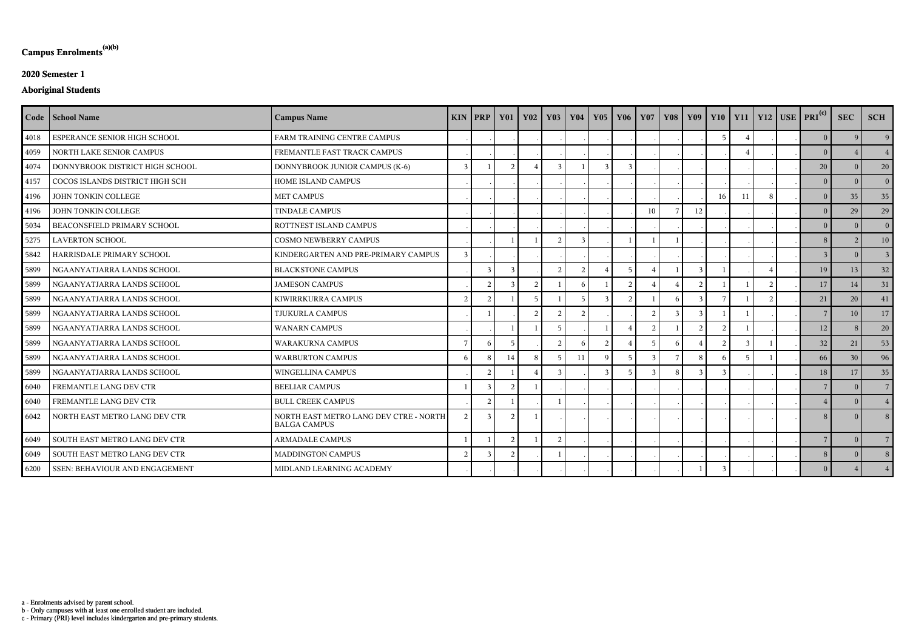**Campus Enrolments[(a)(b)]**

**2020 Semester 1**

**Aboriginal Students**

| Code | School Name | Campus Name | KIN | PRP | Y01 | Y02 | Y03 | Y04 | Y05 | Y06 | Y07 | Y08 | Y09 | Y10 | Y11 | Y12 | USE | PRI[(c)] | SEC | SCH |
|---|---|---|---|---|---|---|---|---|---|---|---|---|---|---|---|---|---|---|---|---|
| 4018 | ESPERANCE SENIOR HIGH SCHOOL | FARM TRAINING CENTRE CAMPUS | . | . | . | . | . | . | . | . | . | . | . | 5 | 4 | . | . | 0 | 9 | 9 |
| 4059 | NORTH LAKE SENIOR CAMPUS | FREMANTLE FAST TRACK CAMPUS | . | . | . | . | . | . | . | . | . | . | . | . | 4 | . | . | 0 | 4 | 4 |
| 4074 | DONNYBROOK DISTRICT HIGH SCHOOL | DONNYBROOK JUNIOR CAMPUS (K-6) | 3 | 1 | 2 | 4 | 3 | 1 | 3 | 3 | . | . | . | . | . | . | . | 20 | 0 | 20 |
| 4157 | COCOS ISLANDS DISTRICT HIGH SCH | HOME ISLAND CAMPUS | . | . | . | . | . | . | . | . | . | . | . | . | . | . | . | 0 | 0 | 0 |
| 4196 | JOHN TONKIN COLLEGE | MET CAMPUS | . | . | . | . | . | . | . | . | . | . | . | 16 | 11 | 8 | . | 0 | 35 | 35 |
| 4196 | JOHN TONKIN COLLEGE | TINDALE CAMPUS | . | . | . | . | . | . | . | . | 10 | 7 | 12 | . | . | . | . | 0 | 29 | 29 |
| 5034 | BEACONSFIELD PRIMARY SCHOOL | ROTTNEST ISLAND CAMPUS | . | . | . | . | . | . | . | . | . | . | . | . | . | . | . | 0 | 0 | 0 |
| 5275 | LAVERTON SCHOOL | COSMO NEWBERRY CAMPUS | . | . | 1 | 1 | 2 | 3 | . | 1 | 1 | 1 | . | . | . | . | . | 8 | 2 | 10 |
| 5842 | HARRISDALE PRIMARY SCHOOL | KINDERGARTEN AND PRE-PRIMARY CAMPUS | 3 | . | . | . | . | . | . | . | . | . | . | . | . | . | . | 3 | 0 | 3 |
| 5899 | NGAANYATJARRA LANDS SCHOOL | BLACKSTONE CAMPUS | . | 3 | 3 | . | 2 | 2 | 4 | 5 | 4 | 1 | 3 | 1 | . | 4 | . | 19 | 13 | 32 |
| 5899 | NGAANYATJARRA LANDS SCHOOL | JAMESON CAMPUS | . | 2 | 3 | 2 | 1 | 6 | 1 | 2 | 4 | 4 | 2 | 1 | 1 | 2 | . | 17 | 14 | 31 |
| 5899 | NGAANYATJARRA LANDS SCHOOL | KIWIRRKURRA CAMPUS | 2 | 2 | 1 | 5 | 1 | 5 | 3 | 2 | 1 | 6 | 3 | 7 | 1 | 2 | . | 21 | 20 | 41 |
| 5899 | NGAANYATJARRA LANDS SCHOOL | TJUKURLA CAMPUS | . | 1 | . | 2 | 2 | 2 | . | . | 2 | 3 | 3 | 1 | 1 | . | . | 7 | 10 | 17 |
| 5899 | NGAANYATJARRA LANDS SCHOOL | WANARN CAMPUS | . | . | 1 | 1 | 5 | . | 1 | 4 | 2 | 1 | 2 | 2 | 1 | . | . | 12 | 8 | 20 |
| 5899 | NGAANYATJARRA LANDS SCHOOL | WARAKURNA CAMPUS | 7 | 6 | 5 | . | 2 | 6 | 2 | 4 | 5 | 6 | 4 | 2 | 3 | 1 | . | 32 | 21 | 53 |
| 5899 | NGAANYATJARRA LANDS SCHOOL | WARBURTON CAMPUS | 6 | 8 | 14 | 8 | 5 | 11 | 9 | 5 | 3 | 7 | 8 | 6 | 5 | 1 | . | 66 | 30 | 96 |
| 5899 | NGAANYATJARRA LANDS SCHOOL | WINGELLINA CAMPUS | . | 2 | 1 | 4 | 3 | . | 3 | 5 | 3 | 8 | 3 | 3 | . | . | . | 18 | 17 | 35 |
| 6040 | FREMANTLE LANG DEV CTR | BEELIAR CAMPUS | 1 | 3 | 2 | 1 | . | . | . | . | . | . | . | . | . | . | . | 7 | 0 | 7 |
| 6040 | FREMANTLE LANG DEV CTR | BULL CREEK CAMPUS | . | 2 | 1 | . | 1 | . | . | . | . | . | . | . | . | . | . | 4 | 0 | 4 |
| 6042 | NORTH EAST METRO LANG DEV CTR | NORTH EAST METRO LANG DEV CTRE - NORTH BALGA CAMPUS | 2 | 3 | 2 | 1 | . | . | . | . | . | . | . | . | . | . | . | 8 | 0 | 8 |
| 6049 | SOUTH EAST METRO LANG DEV CTR | ARMADALE CAMPUS | 1 | 1 | 2 | 1 | 2 | . | . | . | . | . | . | . | . | . | . | 7 | 0 | 7 |
| 6049 | SOUTH EAST METRO LANG DEV CTR | MADDINGTON CAMPUS | 2 | 3 | 2 | . | 1 | . | . | . | . | . | . | . | . | . | . | 8 | 0 | 8 |
| 6200 | SSEN: BEHAVIOUR AND ENGAGEMENT | MIDLAND LEARNING ACADEMY | . | . | . | . | . | . | . | . | . | . | 1 | 3 | . | . | . | 0 | 4 | 4 |

a - Enrolments advised by parent school.
b - Only campuses with at least one enrolled student are included.
c - Primary (PRI) level includes kindergarten and pre-primary students.